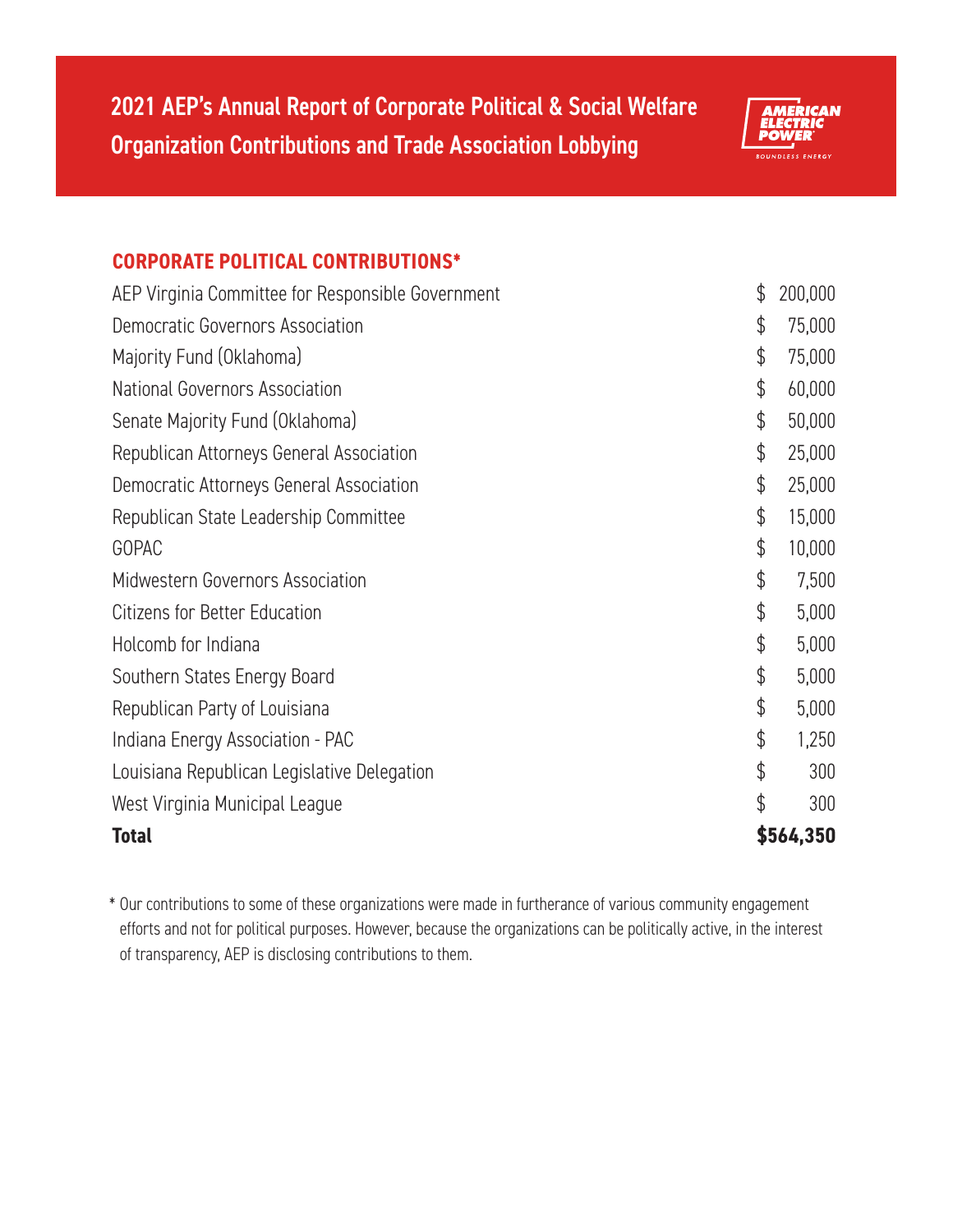# 2021 AEP's Annual Report of Corporate Political & Social Welfare Organization Contributions and Trade Association Lobbying

AMERICAN ELECTRIC POWER
BOUNDLESS ENERGY

## CORPORATE POLITICAL CONTRIBUTIONS*

| Organization | Amount |
|---|---|
| AEP Virginia Committee for Responsible Government | $ 200,000 |
| Democratic Governors Association | $ 75,000 |
| Majority Fund (Oklahoma) | $ 75,000 |
| National Governors Association | $ 60,000 |
| Senate Majority Fund (Oklahoma) | $ 50,000 |
| Republican Attorneys General Association | $ 25,000 |
| Democratic Attorneys General Association | $ 25,000 |
| Republican State Leadership Committee | $ 15,000 |
| GOPAC | $ 10,000 |
| Midwestern Governors Association | $ 7,500 |
| Citizens for Better Education | $ 5,000 |
| Holcomb for Indiana | $ 5,000 |
| Southern States Energy Board | $ 5,000 |
| Republican Party of Louisiana | $ 5,000 |
| Indiana Energy Association - PAC | $ 1,250 |
| Louisiana Republican Legislative Delegation | $ 300 |
| West Virginia Municipal League | $ 300 |
| **Total** | **$564,350** |

* Our contributions to some of these organizations were made in furtherance of various community engagement efforts and not for political purposes. However, because the organizations can be politically active, in the interest of transparency, AEP is disclosing contributions to them.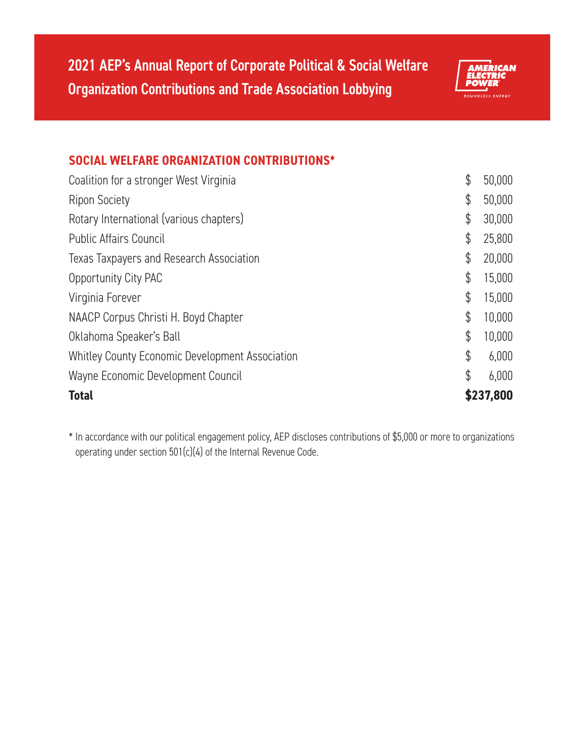# 2021 AEP's Annual Report of Corporate Political & Social Welfare Organization Contributions and Trade Association Lobbying

AMERICAN ELECTRIC POWER
BOUNDLESS ENERGY

## SOCIAL WELFARE ORGANIZATION CONTRIBUTIONS*

| Organization | Amount |
|---|---|
| Coalition for a stronger West Virginia | $ 50,000 |
| Ripon Society | $ 50,000 |
| Rotary International (various chapters) | $ 30,000 |
| Public Affairs Council | $ 25,800 |
| Texas Taxpayers and Research Association | $ 20,000 |
| Opportunity City PAC | $ 15,000 |
| Virginia Forever | $ 15,000 |
| NAACP Corpus Christi H. Boyd Chapter | $ 10,000 |
| Oklahoma Speaker's Ball | $ 10,000 |
| Whitley County Economic Development Association | $ 6,000 |
| Wayne Economic Development Council | $ 6,000 |
| **Total** | **$237,800** |

* In accordance with our political engagement policy, AEP discloses contributions of $5,000 or more to organizations operating under section 501(c)(4) of the Internal Revenue Code.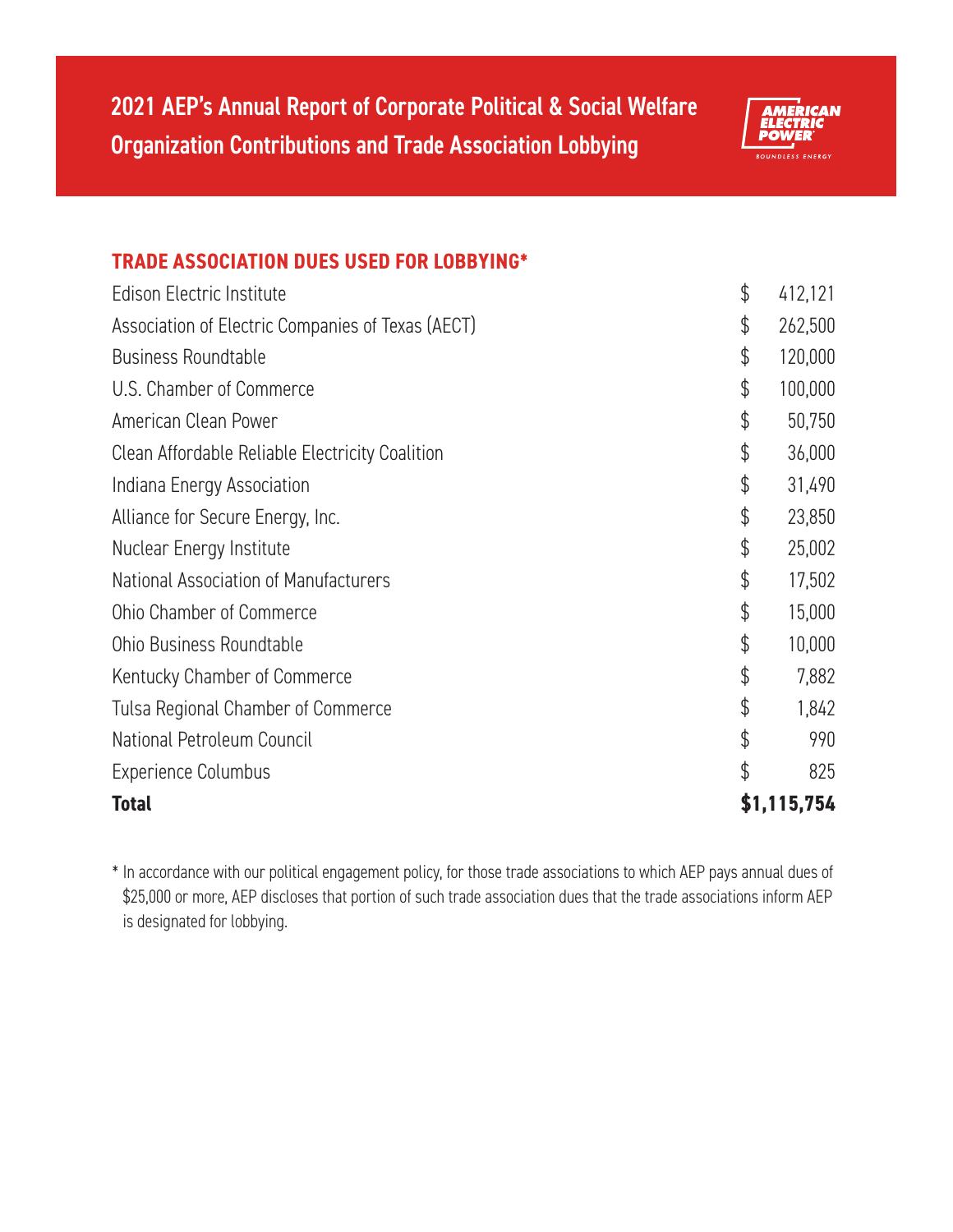# 2021 AEP's Annual Report of Corporate Political & Social Welfare Organization Contributions and Trade Association Lobbying

## TRADE ASSOCIATION DUES USED FOR LOBBYING*

| | |
|---|---|
| Edison Electric Institute | $ 412,121 |
| Association of Electric Companies of Texas (AECT) | $ 262,500 |
| Business Roundtable | $ 120,000 |
| U.S. Chamber of Commerce | $ 100,000 |
| American Clean Power | $ 50,750 |
| Clean Affordable Reliable Electricity Coalition | $ 36,000 |
| Indiana Energy Association | $ 31,490 |
| Alliance for Secure Energy, Inc. | $ 23,850 |
| Nuclear Energy Institute | $ 25,002 |
| National Association of Manufacturers | $ 17,502 |
| Ohio Chamber of Commerce | $ 15,000 |
| Ohio Business Roundtable | $ 10,000 |
| Kentucky Chamber of Commerce | $ 7,882 |
| Tulsa Regional Chamber of Commerce | $ 1,842 |
| National Petroleum Council | $ 990 |
| Experience Columbus | $ 825 |
| **Total** | **$1,115,754** |

* In accordance with our political engagement policy, for those trade associations to which AEP pays annual dues of $25,000 or more, AEP discloses that portion of such trade association dues that the trade associations inform AEP is designated for lobbying.